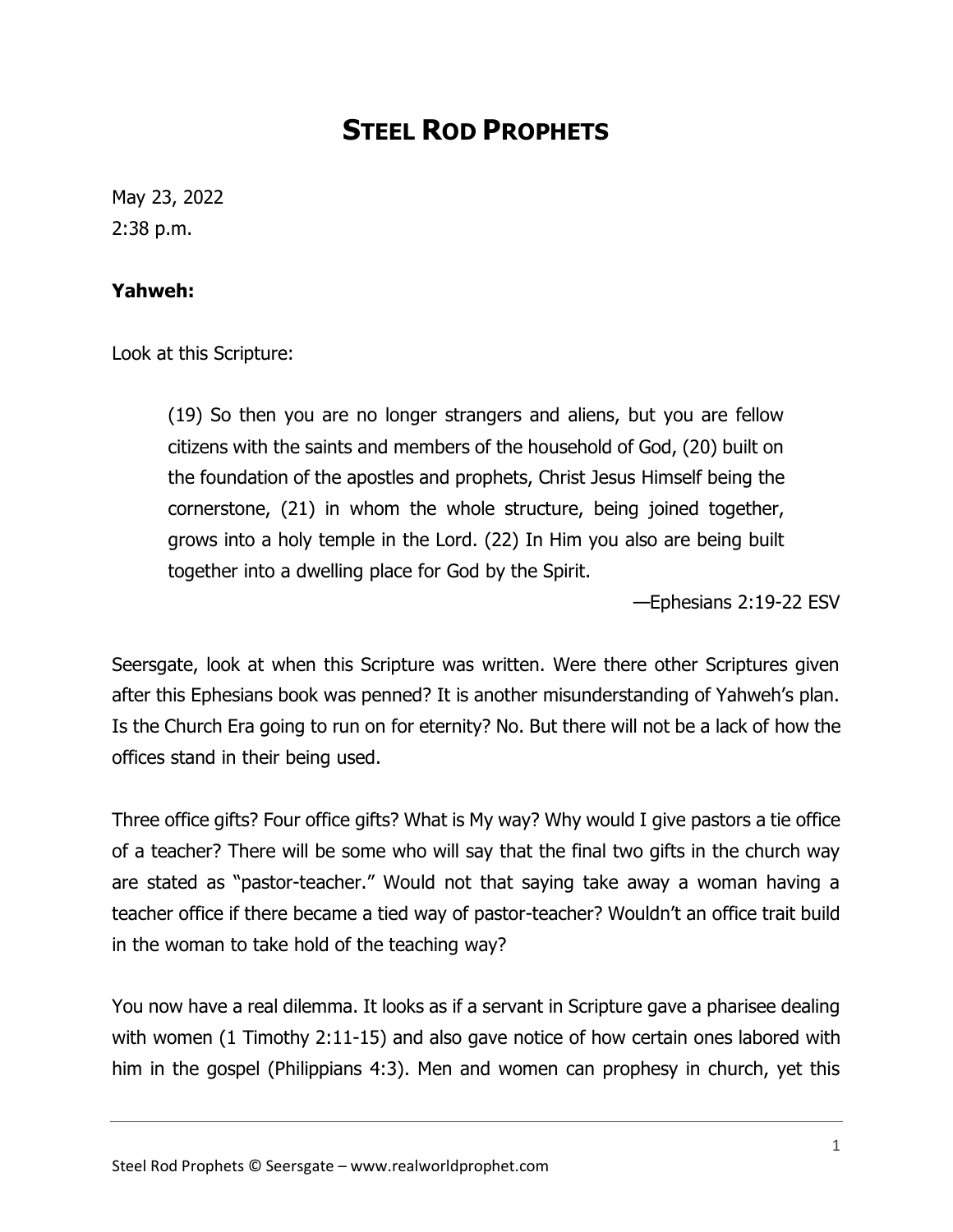# STEEL ROD PROPHETS

May 23, 2022
2:38 p.m.

**Yahweh:**

Look at this Scripture:

> (19) So then you are no longer strangers and aliens, but you are fellow citizens with the saints and members of the household of God, (20) built on the foundation of the apostles and prophets, Christ Jesus Himself being the cornerstone, (21) in whom the whole structure, being joined together, grows into a holy temple in the Lord. (22) In Him you also are being built together into a dwelling place for God by the Spirit.
>
> —Ephesians 2:19-22 ESV

Seersgate, look at when this Scripture was written. Were there other Scriptures given after this Ephesians book was penned? It is another misunderstanding of Yahweh's plan. Is the Church Era going to run on for eternity? No. But there will not be a lack of how the offices stand in their being used.

Three office gifts? Four office gifts? What is My way? Why would I give pastors a tie office of a teacher? There will be some who will say that the final two gifts in the church way are stated as "pastor-teacher." Would not that saying take away a woman having a teacher office if there became a tied way of pastor-teacher? Wouldn't an office trait build in the woman to take hold of the teaching way?

You now have a real dilemma. It looks as if a servant in Scripture gave a pharisee dealing with women (1 Timothy 2:11-15) and also gave notice of how certain ones labored with him in the gospel (Philippians 4:3). Men and women can prophesy in church, yet this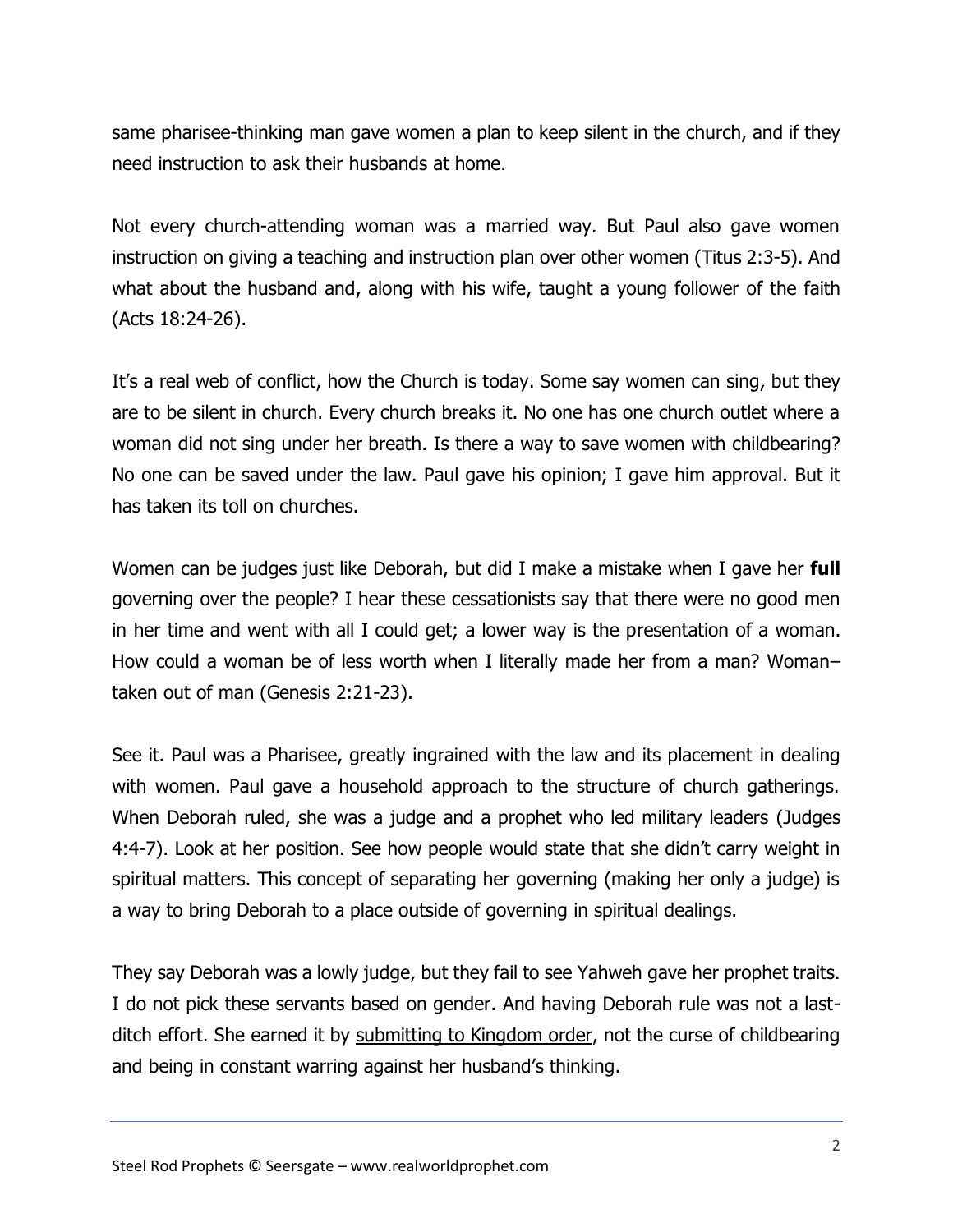same pharisee-thinking man gave women a plan to keep silent in the church, and if they need instruction to ask their husbands at home.

Not every church-attending woman was a married way. But Paul also gave women instruction on giving a teaching and instruction plan over other women (Titus 2:3-5). And what about the husband and, along with his wife, taught a young follower of the faith (Acts 18:24-26).

It's a real web of conflict, how the Church is today. Some say women can sing, but they are to be silent in church. Every church breaks it. No one has one church outlet where a woman did not sing under her breath. Is there a way to save women with childbearing? No one can be saved under the law. Paul gave his opinion; I gave him approval. But it has taken its toll on churches.

Women can be judges just like Deborah, but did I make a mistake when I gave her **full** governing over the people? I hear these cessationists say that there were no good men in her time and went with all I could get; a lower way is the presentation of a woman. How could a woman be of less worth when I literally made her from a man? Woman– taken out of man (Genesis 2:21-23).

See it. Paul was a Pharisee, greatly ingrained with the law and its placement in dealing with women. Paul gave a household approach to the structure of church gatherings. When Deborah ruled, she was a judge and a prophet who led military leaders (Judges 4:4-7). Look at her position. See how people would state that she didn't carry weight in spiritual matters. This concept of separating her governing (making her only a judge) is a way to bring Deborah to a place outside of governing in spiritual dealings.

They say Deborah was a lowly judge, but they fail to see Yahweh gave her prophet traits. I do not pick these servants based on gender. And having Deborah rule was not a last-ditch effort. She earned it by <u>submitting to Kingdom order</u>, not the curse of childbearing and being in constant warring against her husband's thinking.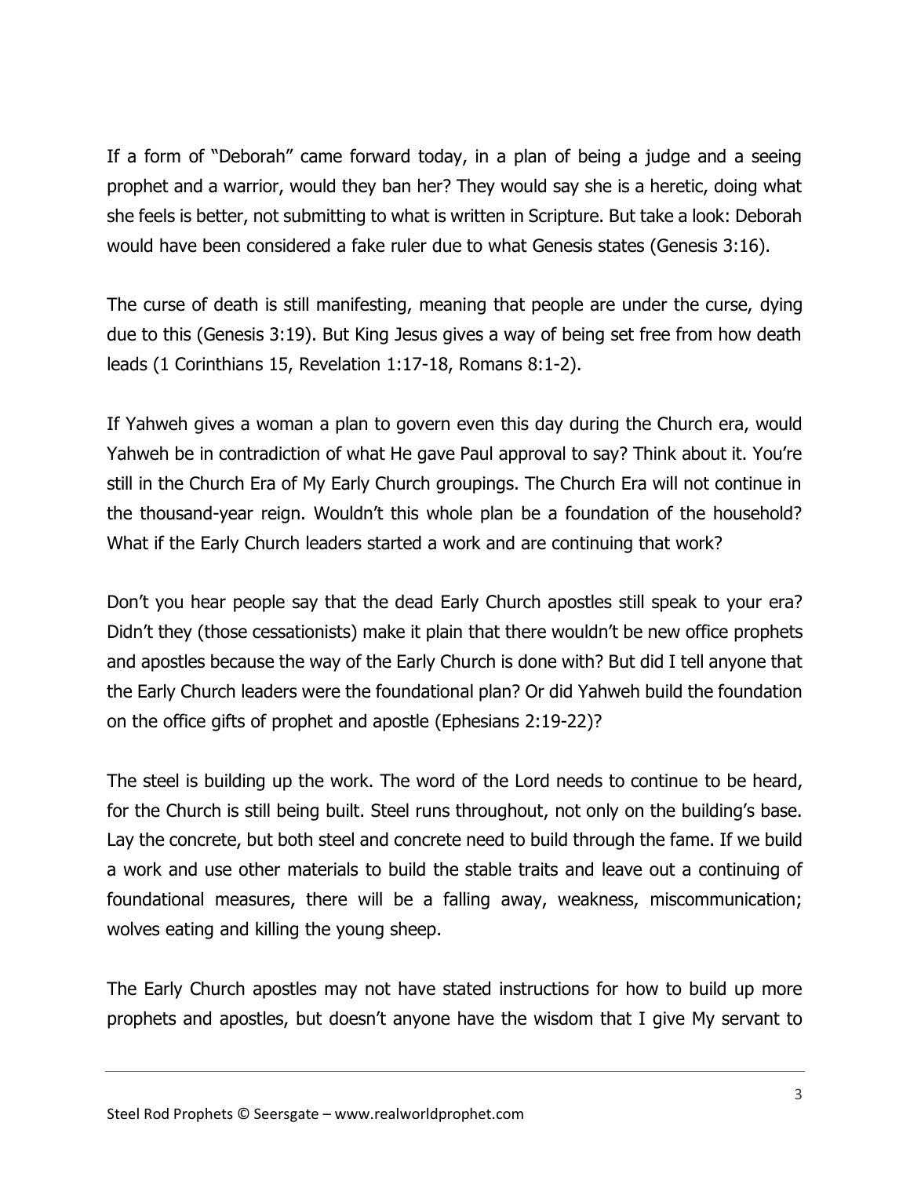If a form of "Deborah" came forward today, in a plan of being a judge and a seeing prophet and a warrior, would they ban her? They would say she is a heretic, doing what she feels is better, not submitting to what is written in Scripture. But take a look: Deborah would have been considered a fake ruler due to what Genesis states (Genesis 3:16).

The curse of death is still manifesting, meaning that people are under the curse, dying due to this (Genesis 3:19). But King Jesus gives a way of being set free from how death leads (1 Corinthians 15, Revelation 1:17-18, Romans 8:1-2).

If Yahweh gives a woman a plan to govern even this day during the Church era, would Yahweh be in contradiction of what He gave Paul approval to say? Think about it. You're still in the Church Era of My Early Church groupings. The Church Era will not continue in the thousand-year reign. Wouldn't this whole plan be a foundation of the household? What if the Early Church leaders started a work and are continuing that work?

Don't you hear people say that the dead Early Church apostles still speak to your era? Didn't they (those cessationists) make it plain that there wouldn't be new office prophets and apostles because the way of the Early Church is done with? But did I tell anyone that the Early Church leaders were the foundational plan? Or did Yahweh build the foundation on the office gifts of prophet and apostle (Ephesians 2:19-22)?

The steel is building up the work. The word of the Lord needs to continue to be heard, for the Church is still being built. Steel runs throughout, not only on the building's base. Lay the concrete, but both steel and concrete need to build through the fame. If we build a work and use other materials to build the stable traits and leave out a continuing of foundational measures, there will be a falling away, weakness, miscommunication; wolves eating and killing the young sheep.

The Early Church apostles may not have stated instructions for how to build up more prophets and apostles, but doesn't anyone have the wisdom that I give My servant to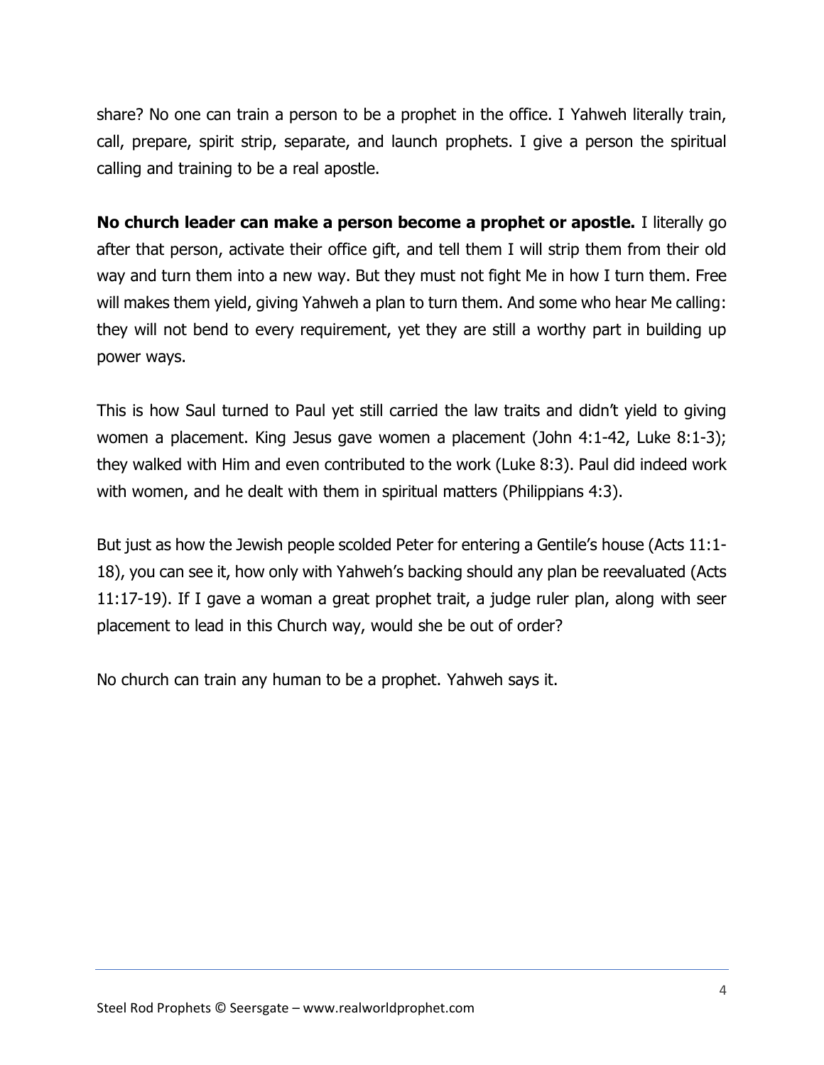share? No one can train a person to be a prophet in the office. I Yahweh literally train, call, prepare, spirit strip, separate, and launch prophets. I give a person the spiritual calling and training to be a real apostle.

**No church leader can make a person become a prophet or apostle.** I literally go after that person, activate their office gift, and tell them I will strip them from their old way and turn them into a new way. But they must not fight Me in how I turn them. Free will makes them yield, giving Yahweh a plan to turn them. And some who hear Me calling: they will not bend to every requirement, yet they are still a worthy part in building up power ways.

This is how Saul turned to Paul yet still carried the law traits and didn't yield to giving women a placement. King Jesus gave women a placement (John 4:1-42, Luke 8:1-3); they walked with Him and even contributed to the work (Luke 8:3). Paul did indeed work with women, and he dealt with them in spiritual matters (Philippians 4:3).

But just as how the Jewish people scolded Peter for entering a Gentile's house (Acts 11:1-18), you can see it, how only with Yahweh's backing should any plan be reevaluated (Acts 11:17-19). If I gave a woman a great prophet trait, a judge ruler plan, along with seer placement to lead in this Church way, would she be out of order?

No church can train any human to be a prophet. Yahweh says it.